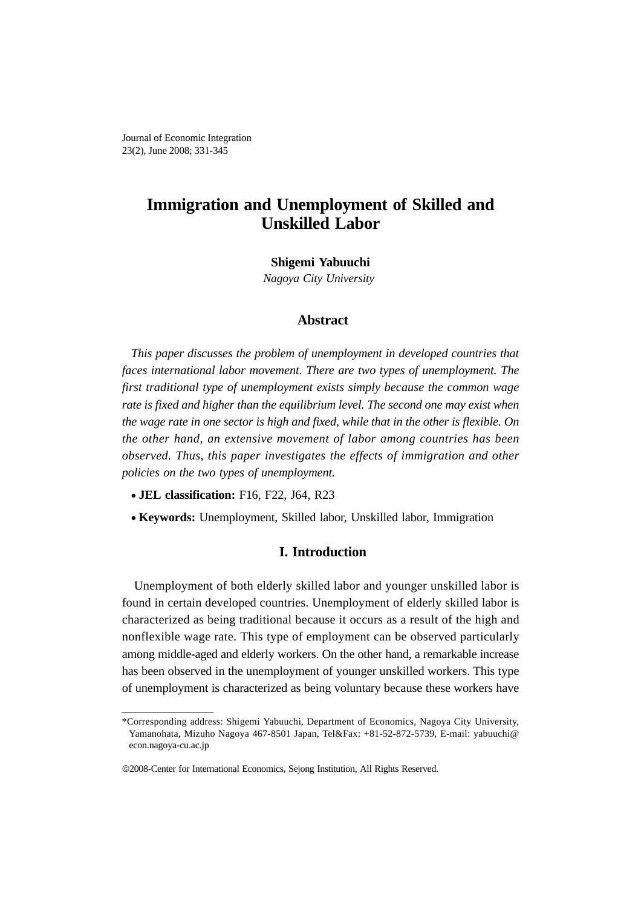# Immigration and Unemployment of Skilled and Unskilled Labor

**Shigemi Yabuuchi**

*Nagoya City University*

## Abstract

*This paper discusses the problem of unemployment in developed countries that faces international labor movement. There are two types of unemployment. The first traditional type of unemployment exists simply because the common wage rate is fixed and higher than the equilibrium level. The second one may exist when the wage rate in one sector is high and fixed, while that in the other is flexible. On the other hand, an extensive movement of labor among countries has been observed. Thus, this paper investigates the effects of immigration and other policies on the two types of unemployment.*

- **JEL classification:** F16, F22, J64, R23
- **Keywords:** Unemployment, Skilled labor, Unskilled labor, Immigration

## I. Introduction

Unemployment of both elderly skilled labor and younger unskilled labor is found in certain developed countries. Unemployment of elderly skilled labor is characterized as being traditional because it occurs as a result of the high and nonflexible wage rate. This type of employment can be observed particularly among middle-aged and elderly workers. On the other hand, a remarkable increase has been observed in the unemployment of younger unskilled workers. This type of unemployment is characterized as being voluntary because these workers have

---

*Corresponding address: Shigemi Yabuuchi, Department of Economics, Nagoya City University, Yamanohata, Mizuho Nagoya 467-8501 Japan, Tel&Fax: +81-52-872-5739, E-mail: yabuuchi@econ.nagoya-cu.ac.jp

©2008-Center for International Economics, Sejong Institution, All Rights Reserved.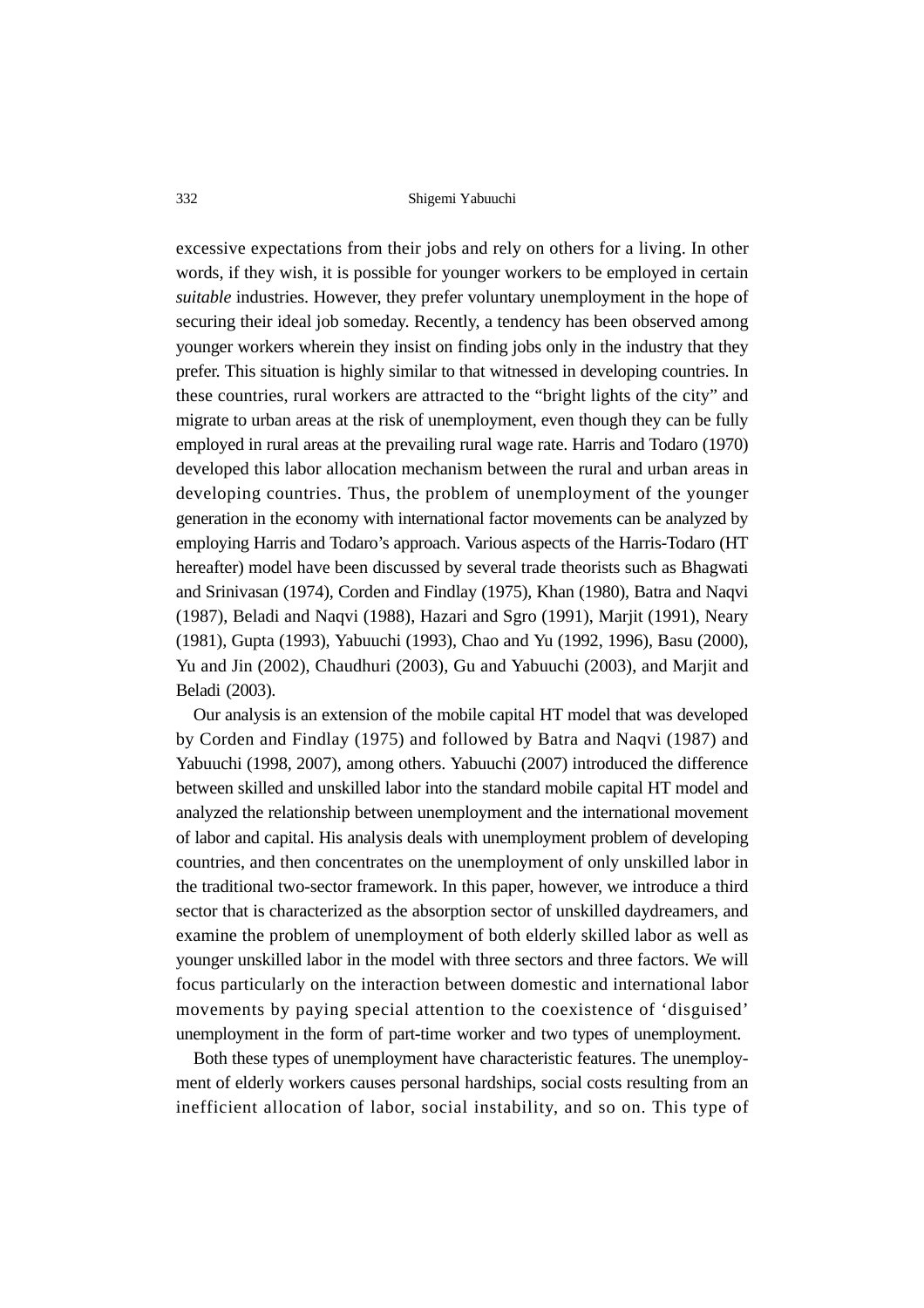excessive expectations from their jobs and rely on others for a living. In other words, if they wish, it is possible for younger workers to be employed in certain *suitable* industries. However, they prefer voluntary unemployment in the hope of securing their ideal job someday. Recently, a tendency has been observed among younger workers wherein they insist on finding jobs only in the industry that they prefer. This situation is highly similar to that witnessed in developing countries. In these countries, rural workers are attracted to the "bright lights of the city" and migrate to urban areas at the risk of unemployment, even though they can be fully employed in rural areas at the prevailing rural wage rate. Harris and Todaro (1970) developed this labor allocation mechanism between the rural and urban areas in developing countries. Thus, the problem of unemployment of the younger generation in the economy with international factor movements can be analyzed by employing Harris and Todaro's approach. Various aspects of the Harris-Todaro (HT hereafter) model have been discussed by several trade theorists such as Bhagwati and Srinivasan (1974), Corden and Findlay (1975), Khan (1980), Batra and Naqvi (1987), Beladi and Naqvi (1988), Hazari and Sgro (1991), Marjit (1991), Neary (1981), Gupta (1993), Yabuuchi (1993), Chao and Yu (1992, 1996), Basu (2000), Yu and Jin (2002), Chaudhuri (2003), Gu and Yabuuchi (2003), and Marjit and Beladi (2003).

Our analysis is an extension of the mobile capital HT model that was developed by Corden and Findlay (1975) and followed by Batra and Naqvi (1987) and Yabuuchi (1998, 2007), among others. Yabuuchi (2007) introduced the difference between skilled and unskilled labor into the standard mobile capital HT model and analyzed the relationship between unemployment and the international movement of labor and capital. His analysis deals with unemployment problem of developing countries, and then concentrates on the unemployment of only unskilled labor in the traditional two-sector framework. In this paper, however, we introduce a third sector that is characterized as the absorption sector of unskilled daydreamers, and examine the problem of unemployment of both elderly skilled labor as well as younger unskilled labor in the model with three sectors and three factors. We will focus particularly on the interaction between domestic and international labor movements by paying special attention to the coexistence of 'disguised' unemployment in the form of part-time worker and two types of unemployment.

Both these types of unemployment have characteristic features. The unemployment of elderly workers causes personal hardships, social costs resulting from an inefficient allocation of labor, social instability, and so on. This type of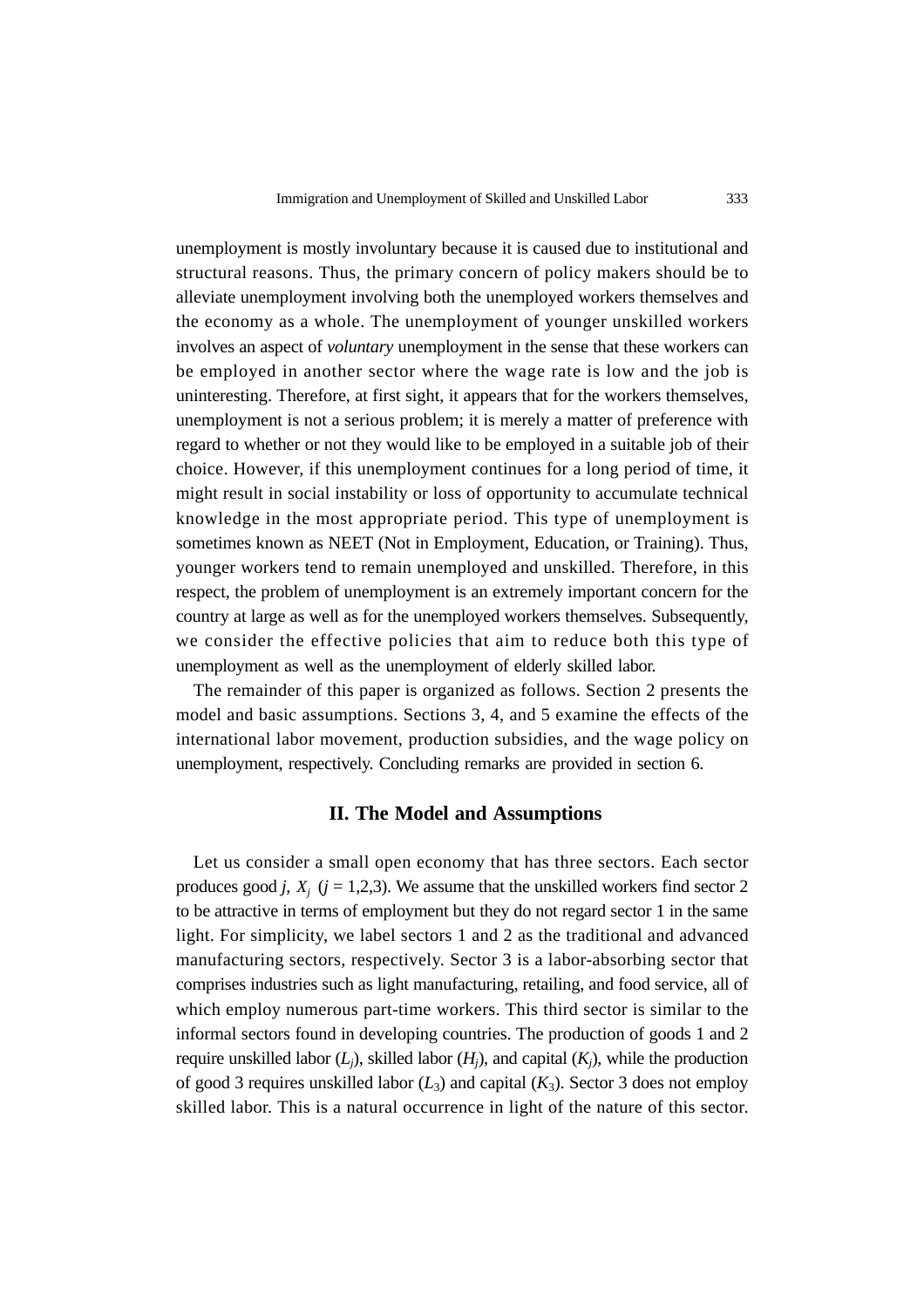unemployment is mostly involuntary because it is caused due to institutional and structural reasons. Thus, the primary concern of policy makers should be to alleviate unemployment involving both the unemployed workers themselves and the economy as a whole. The unemployment of younger unskilled workers involves an aspect of *voluntary* unemployment in the sense that these workers can be employed in another sector where the wage rate is low and the job is uninteresting. Therefore, at first sight, it appears that for the workers themselves, unemployment is not a serious problem; it is merely a matter of preference with regard to whether or not they would like to be employed in a suitable job of their choice. However, if this unemployment continues for a long period of time, it might result in social instability or loss of opportunity to accumulate technical knowledge in the most appropriate period. This type of unemployment is sometimes known as NEET (Not in Employment, Education, or Training). Thus, younger workers tend to remain unemployed and unskilled. Therefore, in this respect, the problem of unemployment is an extremely important concern for the country at large as well as for the unemployed workers themselves. Subsequently, we consider the effective policies that aim to reduce both this type of unemployment as well as the unemployment of elderly skilled labor.

The remainder of this paper is organized as follows. Section 2 presents the model and basic assumptions. Sections 3, 4, and 5 examine the effects of the international labor movement, production subsidies, and the wage policy on unemployment, respectively. Concluding remarks are provided in section 6.

## II. The Model and Assumptions

Let us consider a small open economy that has three sectors. Each sector produces good $j$, $X_j$ ($j$ = 1,2,3). We assume that the unskilled workers find sector 2 to be attractive in terms of employment but they do not regard sector 1 in the same light. For simplicity, we label sectors 1 and 2 as the traditional and advanced manufacturing sectors, respectively. Sector 3 is a labor-absorbing sector that comprises industries such as light manufacturing, retailing, and food service, all of which employ numerous part-time workers. This third sector is similar to the informal sectors found in developing countries. The production of goods 1 and 2 require unskilled labor ($L_j$), skilled labor ($H_j$), and capital ($K_j$), while the production of good 3 requires unskilled labor ($L_3$) and capital ($K_3$). Sector 3 does not employ skilled labor. This is a natural occurrence in light of the nature of this sector.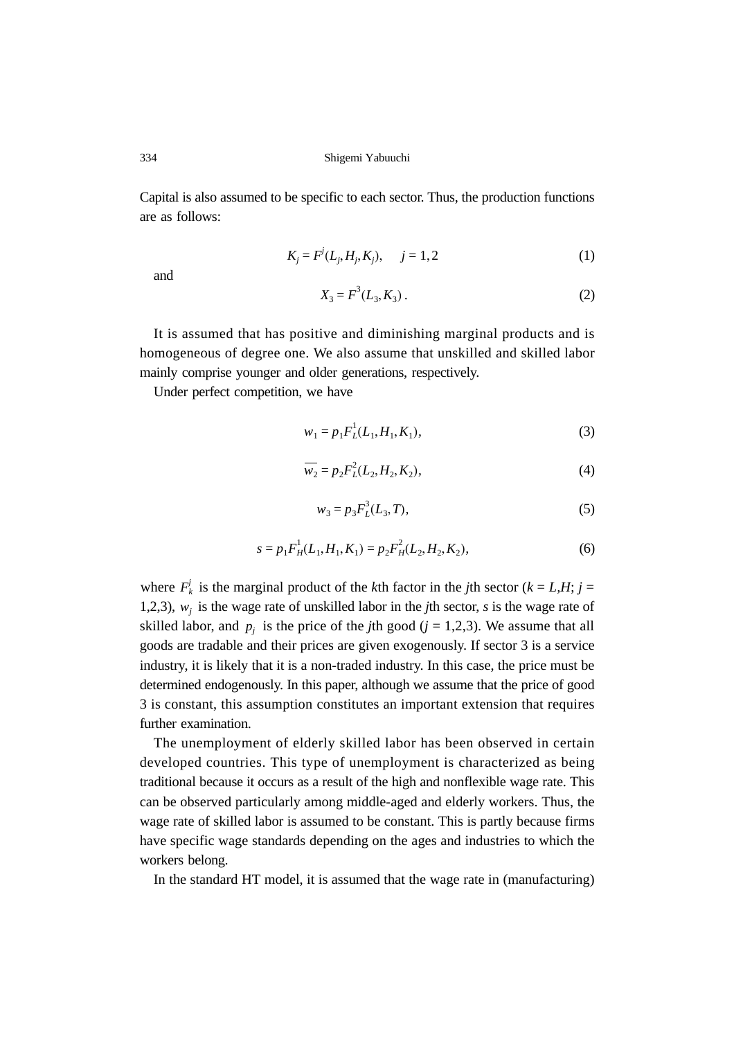Capital is also assumed to be specific to each sector. Thus, the production functions are as follows:

$$K_j = F^j(L_j, H_j, K_j), \quad j = 1,2 \tag{1}$$

and

$$X_3 = F^3(L_3, K_3)\,. \tag{2}$$

It is assumed that has positive and diminishing marginal products and is homogeneous of degree one. We also assume that unskilled and skilled labor mainly comprise younger and older generations, respectively.

Under perfect competition, we have

$$w_1 = p_1 F_L^1(L_1, H_1, K_1), \tag{3}$$

$$\overline{w_2} = p_2 F_L^2(L_2, H_2, K_2), \tag{4}$$

$$w_3 = p_3 F_L^3(L_3, T), \tag{5}$$

$$s = p_1 F_H^1(L_1, H_1, K_1) = p_2 F_H^2(L_2, H_2, K_2), \tag{6}$$

where $F_k^j$ is the marginal product of the $k$th factor in the $j$th sector ($k = L,H$; $j = 1,2,3$), $w_j$ is the wage rate of unskilled labor in the $j$th sector, $s$ is the wage rate of skilled labor, and $p_j$ is the price of the $j$th good ($j = 1,2,3$). We assume that all goods are tradable and their prices are given exogenously. If sector 3 is a service industry, it is likely that it is a non-traded industry. In this case, the price must be determined endogenously. In this paper, although we assume that the price of good 3 is constant, this assumption constitutes an important extension that requires further examination.

The unemployment of elderly skilled labor has been observed in certain developed countries. This type of unemployment is characterized as being traditional because it occurs as a result of the high and nonflexible wage rate. This can be observed particularly among middle-aged and elderly workers. Thus, the wage rate of skilled labor is assumed to be constant. This is partly because firms have specific wage standards depending on the ages and industries to which the workers belong.

In the standard HT model, it is assumed that the wage rate in (manufacturing)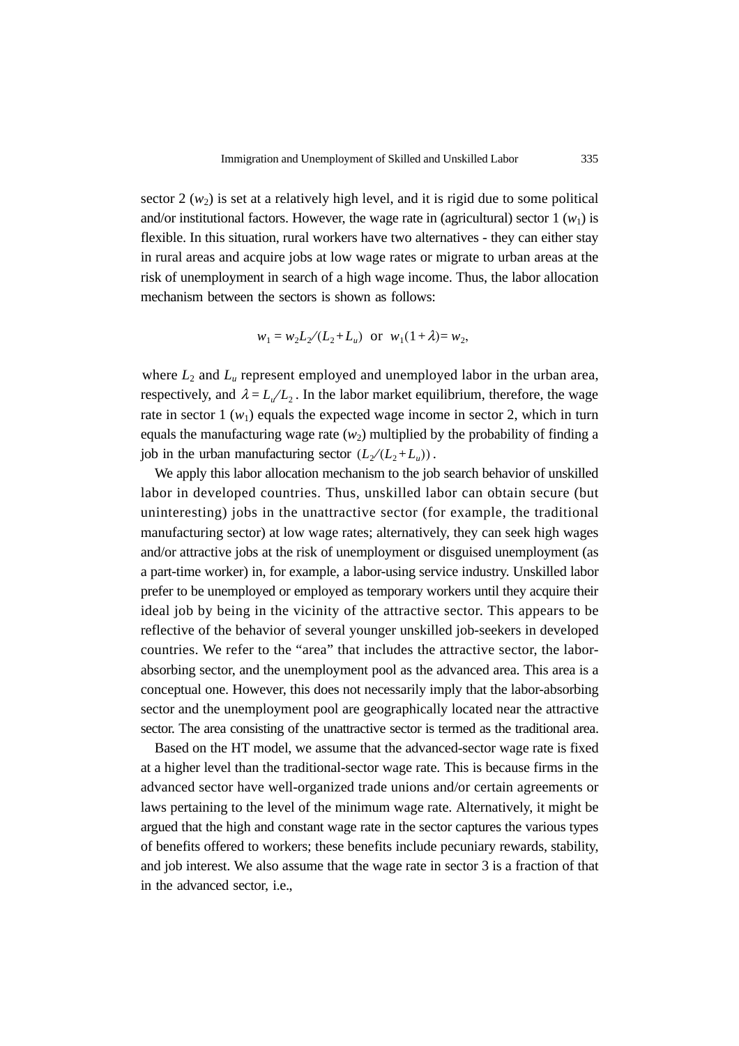sector 2 ($w_2$) is set at a relatively high level, and it is rigid due to some political and/or institutional factors. However, the wage rate in (agricultural) sector 1 ($w_1$) is flexible. In this situation, rural workers have two alternatives - they can either stay in rural areas and acquire jobs at low wage rates or migrate to urban areas at the risk of unemployment in search of a high wage income. Thus, the labor allocation mechanism between the sectors is shown as follows:

$$w_1 = w_2 L_2 / (L_2 + L_u) \quad \text{or} \quad w_1(1 + \lambda) = w_2,$$

where $L_2$ and $L_u$ represent employed and unemployed labor in the urban area, respectively, and $\lambda = L_u / L_2$. In the labor market equilibrium, therefore, the wage rate in sector 1 ($w_1$) equals the expected wage income in sector 2, which in turn equals the manufacturing wage rate ($w_2$) multiplied by the probability of finding a job in the urban manufacturing sector $(L_2 / (L_2 + L_u))$.

We apply this labor allocation mechanism to the job search behavior of unskilled labor in developed countries. Thus, unskilled labor can obtain secure (but uninteresting) jobs in the unattractive sector (for example, the traditional manufacturing sector) at low wage rates; alternatively, they can seek high wages and/or attractive jobs at the risk of unemployment or disguised unemployment (as a part-time worker) in, for example, a labor-using service industry. Unskilled labor prefer to be unemployed or employed as temporary workers until they acquire their ideal job by being in the vicinity of the attractive sector. This appears to be reflective of the behavior of several younger unskilled job-seekers in developed countries. We refer to the "area" that includes the attractive sector, the labor-absorbing sector, and the unemployment pool as the advanced area. This area is a conceptual one. However, this does not necessarily imply that the labor-absorbing sector and the unemployment pool are geographically located near the attractive sector. The area consisting of the unattractive sector is termed as the traditional area.

Based on the HT model, we assume that the advanced-sector wage rate is fixed at a higher level than the traditional-sector wage rate. This is because firms in the advanced sector have well-organized trade unions and/or certain agreements or laws pertaining to the level of the minimum wage rate. Alternatively, it might be argued that the high and constant wage rate in the sector captures the various types of benefits offered to workers; these benefits include pecuniary rewards, stability, and job interest. We also assume that the wage rate in sector 3 is a fraction of that in the advanced sector, i.e.,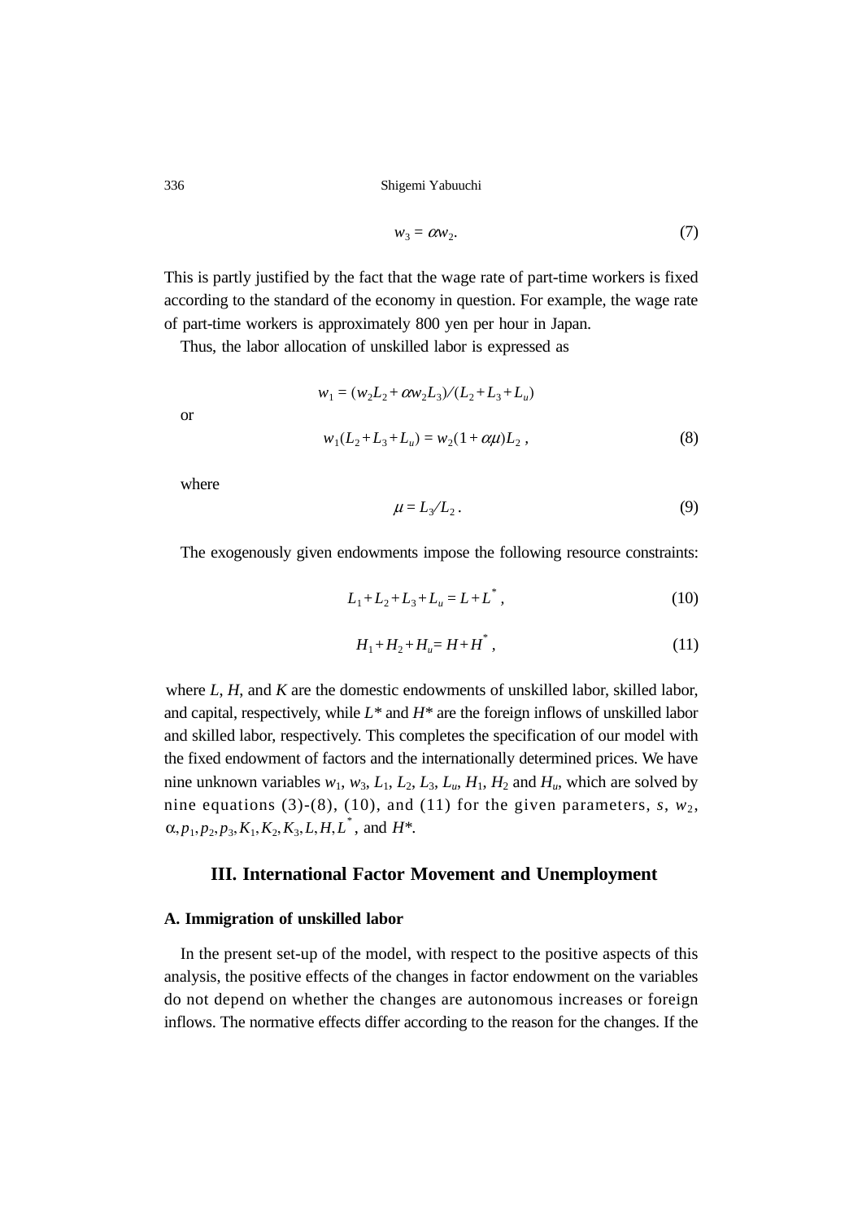$$w_3 = \alpha w_2. \tag{7}$$

This is partly justified by the fact that the wage rate of part-time workers is fixed according to the standard of the economy in question. For example, the wage rate of part-time workers is approximately 800 yen per hour in Japan.

Thus, the labor allocation of unskilled labor is expressed as

$$w_1 = (w_2 L_2 + \alpha w_2 L_3)/(L_2 + L_3 + L_u)$$

or

$$w_1(L_2 + L_3 + L_u) = w_2(1 + \alpha\mu)L_2 \,, \tag{8}$$

where

$$\mu = L_3/L_2 \,. \tag{9}$$

The exogenously given endowments impose the following resource constraints:

$$L_1 + L_2 + L_3 + L_u = L + L^* \,, \tag{10}$$

$$H_1 + H_2 + H_u = H + H^* \,, \tag{11}$$

where $L$, $H$, and $K$ are the domestic endowments of unskilled labor, skilled labor, and capital, respectively, while $L^*$ and $H^*$ are the foreign inflows of unskilled labor and skilled labor, respectively. This completes the specification of our model with the fixed endowment of factors and the internationally determined prices. We have nine unknown variables $w_1$, $w_3$, $L_1$, $L_2$, $L_3$, $L_u$, $H_1$, $H_2$ and $H_u$, which are solved by nine equations (3)-(8), (10), and (11) for the given parameters, $s$, $w_2$, $\alpha, p_1, p_2, p_3, K_1, K_2, K_3, L, H, L^*$, and $H^*$.

## III. International Factor Movement and Unemployment

### A. Immigration of unskilled labor

In the present set-up of the model, with respect to the positive aspects of this analysis, the positive effects of the changes in factor endowment on the variables do not depend on whether the changes are autonomous increases or foreign inflows. The normative effects differ according to the reason for the changes. If the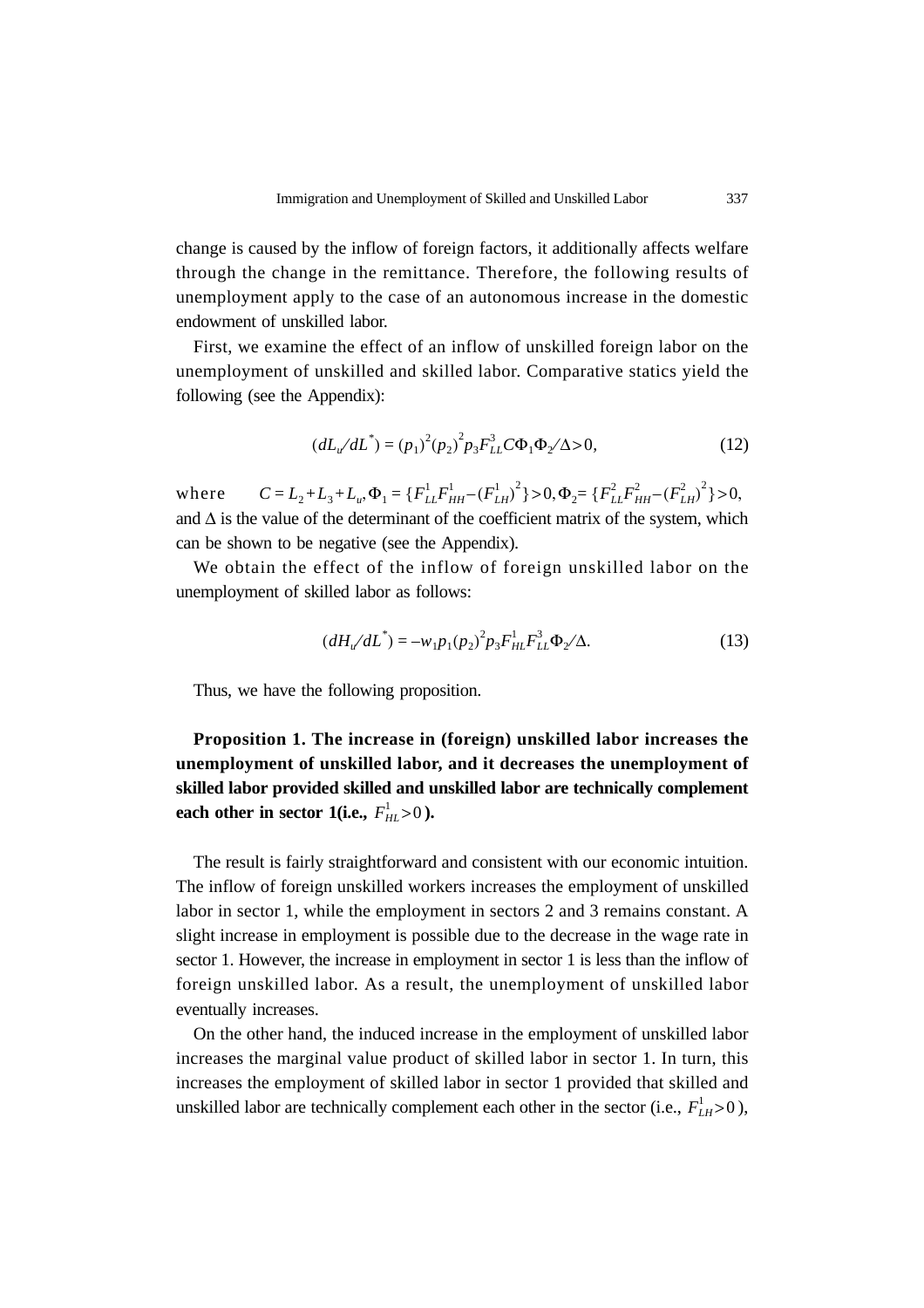change is caused by the inflow of foreign factors, it additionally affects welfare through the change in the remittance. Therefore, the following results of unemployment apply to the case of an autonomous increase in the domestic endowment of unskilled labor.

First, we examine the effect of an inflow of unskilled foreign labor on the unemployment of unskilled and skilled labor. Comparative statics yield the following (see the Appendix):

$$(dL_u/dL^*) = (p_1)^2(p_2)^2 p_3 F_{LL}^3 C\Phi_1\Phi_2/\Delta > 0, \tag{12}$$

where $C = L_2 + L_3 + L_u, \Phi_1 = \{F_{LL}^1 F_{HH}^1 - (F_{LH}^1)^2\} > 0, \Phi_2 = \{F_{LL}^2 F_{HH}^2 - (F_{LH}^2)^2\} > 0,$ and $\Delta$ is the value of the determinant of the coefficient matrix of the system, which can be shown to be negative (see the Appendix).

We obtain the effect of the inflow of foreign unskilled labor on the unemployment of skilled labor as follows:

$$(dH_u/dL^*) = -w_1 p_1(p_2)^2 p_3 F_{HL}^1 F_{LL}^3 \Phi_2/\Delta. \tag{13}$$

Thus, we have the following proposition.

**Proposition 1. The increase in (foreign) unskilled labor increases the unemployment of unskilled labor, and it decreases the unemployment of skilled labor provided skilled and unskilled labor are technically complement each other in sector 1(i.e., $F_{HL}^1 > 0$).**

The result is fairly straightforward and consistent with our economic intuition. The inflow of foreign unskilled workers increases the employment of unskilled labor in sector 1, while the employment in sectors 2 and 3 remains constant. A slight increase in employment is possible due to the decrease in the wage rate in sector 1. However, the increase in employment in sector 1 is less than the inflow of foreign unskilled labor. As a result, the unemployment of unskilled labor eventually increases.

On the other hand, the induced increase in the employment of unskilled labor increases the marginal value product of skilled labor in sector 1. In turn, this increases the employment of skilled labor in sector 1 provided that skilled and unskilled labor are technically complement each other in the sector (i.e., $F_{LH}^1 > 0$),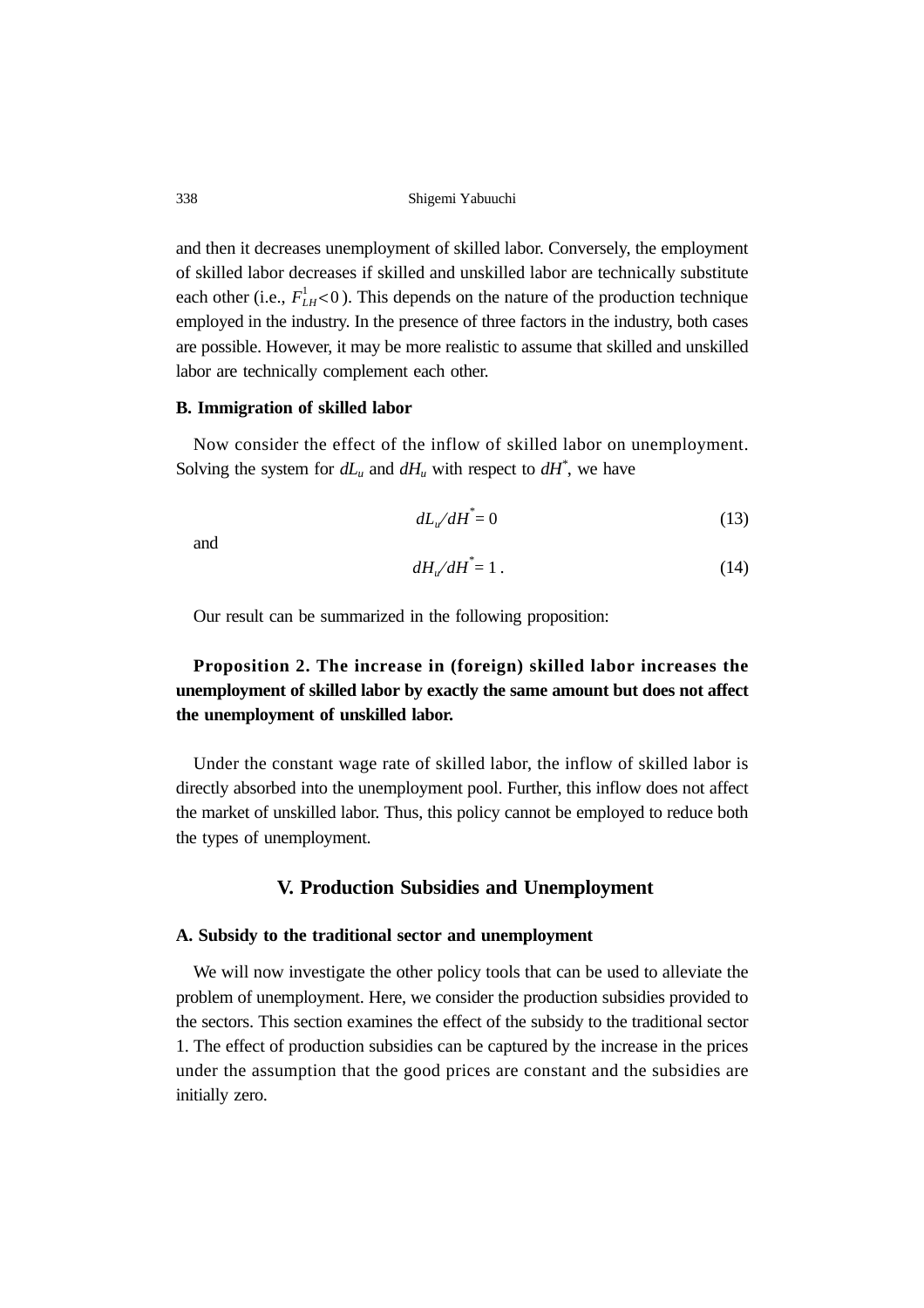and then it decreases unemployment of skilled labor. Conversely, the employment of skilled labor decreases if skilled and unskilled labor are technically substitute each other (i.e., $F^1_{LH} < 0$). This depends on the nature of the production technique employed in the industry. In the presence of three factors in the industry, both cases are possible. However, it may be more realistic to assume that skilled and unskilled labor are technically complement each other.

### B. Immigration of skilled labor

Now consider the effect of the inflow of skilled labor on unemployment. Solving the system for $dL_u$ and $dH_u$ with respect to $dH^*$, we have

$$dL_u/dH^* = 0 \tag{13}$$

and

$$dH_u/dH^* = 1\,. \tag{14}$$

Our result can be summarized in the following proposition:

**Proposition 2. The increase in (foreign) skilled labor increases the unemployment of skilled labor by exactly the same amount but does not affect the unemployment of unskilled labor.**

Under the constant wage rate of skilled labor, the inflow of skilled labor is directly absorbed into the unemployment pool. Further, this inflow does not affect the market of unskilled labor. Thus, this policy cannot be employed to reduce both the types of unemployment.

## V. Production Subsidies and Unemployment

### A. Subsidy to the traditional sector and unemployment

We will now investigate the other policy tools that can be used to alleviate the problem of unemployment. Here, we consider the production subsidies provided to the sectors. This section examines the effect of the subsidy to the traditional sector 1. The effect of production subsidies can be captured by the increase in the prices under the assumption that the good prices are constant and the subsidies are initially zero.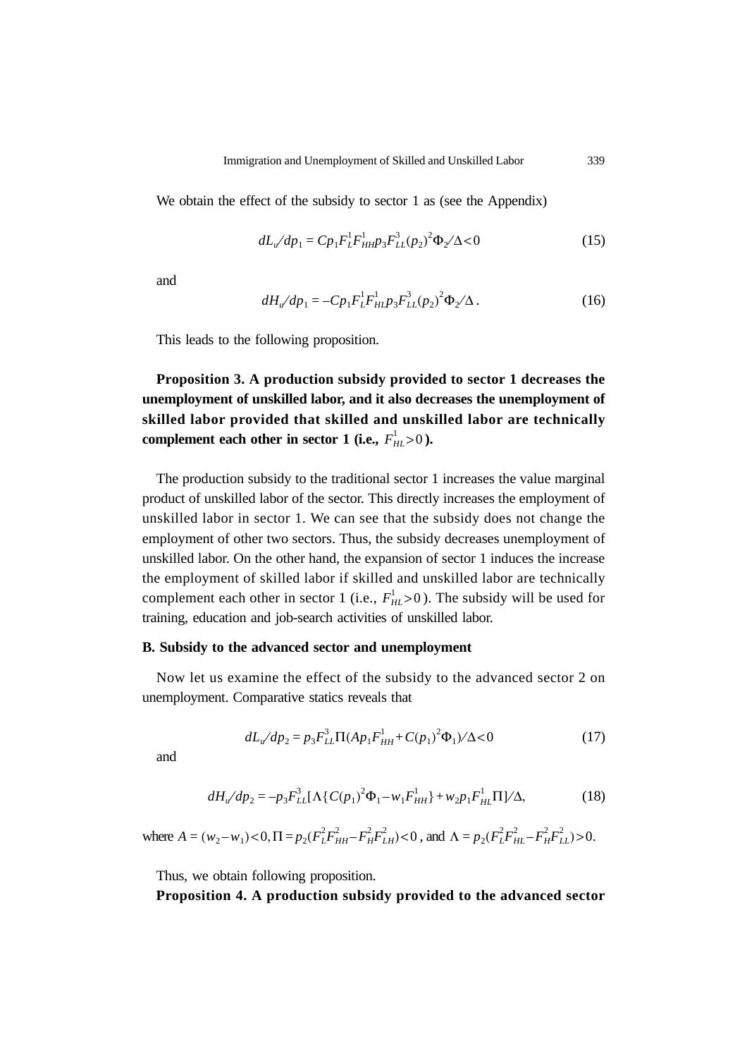We obtain the effect of the subsidy to sector 1 as (see the Appendix)

$$dL_u/dp_1 = Cp_1F_L^1F_{HH}^1p_3F_{LL}^3(p_2)^2\Phi_2/\Delta < 0 \tag{15}$$

and

$$dH_u/dp_1 = -Cp_1F_L^1F_{HL}^1p_3F_{LL}^3(p_2)^2\Phi_2/\Delta . \tag{16}$$

This leads to the following proposition.

**Proposition 3. A production subsidy provided to sector 1 decreases the unemployment of unskilled labor, and it also decreases the unemployment of skilled labor provided that skilled and unskilled labor are technically complement each other in sector 1 (i.e., $F_{HL}^1 > 0$).**

The production subsidy to the traditional sector 1 increases the value marginal product of unskilled labor of the sector. This directly increases the employment of unskilled labor in sector 1. We can see that the subsidy does not change the employment of other two sectors. Thus, the subsidy decreases unemployment of unskilled labor. On the other hand, the expansion of sector 1 induces the increase the employment of skilled labor if skilled and unskilled labor are technically complement each other in sector 1 (i.e., $F_{HL}^1 > 0$). The subsidy will be used for training, education and job-search activities of unskilled labor.

**B. Subsidy to the advanced sector and unemployment**

Now let us examine the effect of the subsidy to the advanced sector 2 on unemployment. Comparative statics reveals that

$$dL_u/dp_2 = p_3F_{LL}^3\Pi(Ap_1F_{HH}^1 + C(p_1)^2\Phi_1)/\Delta < 0 \tag{17}$$

and

$$dH_u/dp_2 = -p_3F_{LL}^3[\Lambda\{C(p_1)^2\Phi_1 - w_1F_{HH}^1\} + w_2p_1F_{HL}^1\Pi]/\Delta, \tag{18}$$

where $A = (w_2 - w_1) < 0, \Pi = p_2(F_L^2F_{HH}^2 - F_H^2F_{LH}^2) < 0$ , and $\Lambda = p_2(F_L^2F_{HL}^2 - F_H^2F_{LL}^2) > 0$.

Thus, we obtain following proposition.

**Proposition 4. A production subsidy provided to the advanced sector**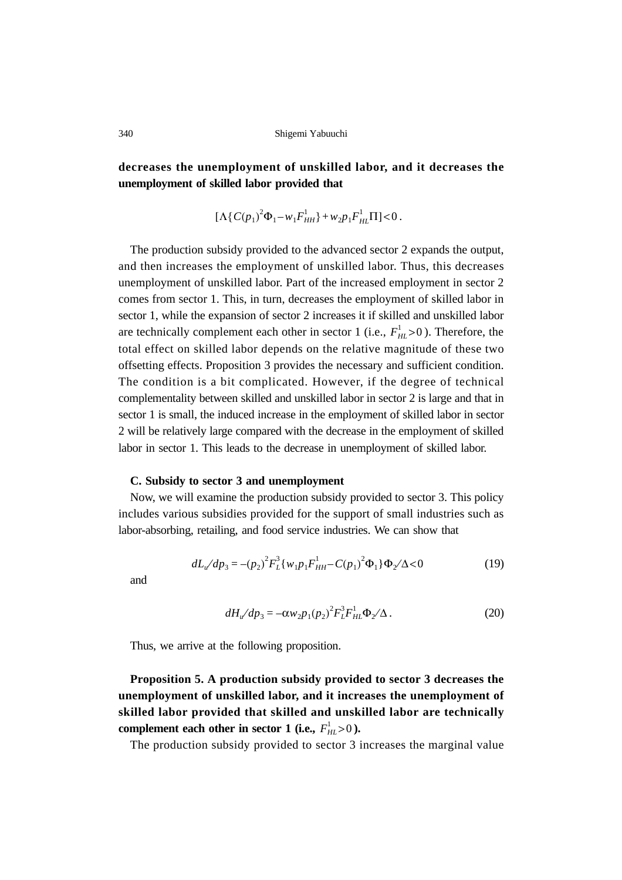**decreases the unemployment of unskilled labor, and it decreases the unemployment of skilled labor provided that**

$$[\Lambda\{C(p_1)^2\Phi_1 - w_1F^1_{HH}\} + w_2p_1F^1_{HL}\Pi] < 0 .$$

The production subsidy provided to the advanced sector 2 expands the output, and then increases the employment of unskilled labor. Thus, this decreases unemployment of unskilled labor. Part of the increased employment in sector 2 comes from sector 1. This, in turn, decreases the employment of skilled labor in sector 1, while the expansion of sector 2 increases it if skilled and unskilled labor are technically complement each other in sector 1 (i.e., $F^1_{HL} > 0$). Therefore, the total effect on skilled labor depends on the relative magnitude of these two offsetting effects. Proposition 3 provides the necessary and sufficient condition. The condition is a bit complicated. However, if the degree of technical complementality between skilled and unskilled labor in sector 2 is large and that in sector 1 is small, the induced increase in the employment of skilled labor in sector 2 will be relatively large compared with the decrease in the employment of skilled labor in sector 1. This leads to the decrease in unemployment of skilled labor.

### C. Subsidy to sector 3 and unemployment

Now, we will examine the production subsidy provided to sector 3. This policy includes various subsidies provided for the support of small industries such as labor-absorbing, retailing, and food service industries. We can show that

$$dL_u/dp_3 = -(p_2)^2F^3_L\{w_1p_1F^1_{HH} - C(p_1)^2\Phi_1\}\Phi_2/\Delta < 0 \tag{19}$$

and

$$dH_u/dp_3 = -\alpha w_2p_1(p_2)^2F^3_LF^1_{HL}\Phi_2/\Delta . \tag{20}$$

Thus, we arrive at the following proposition.

**Proposition 5. A production subsidy provided to sector 3 decreases the unemployment of unskilled labor, and it increases the unemployment of skilled labor provided that skilled and unskilled labor are technically complement each other in sector 1 (i.e., $F^1_{HL} > 0$).**

The production subsidy provided to sector 3 increases the marginal value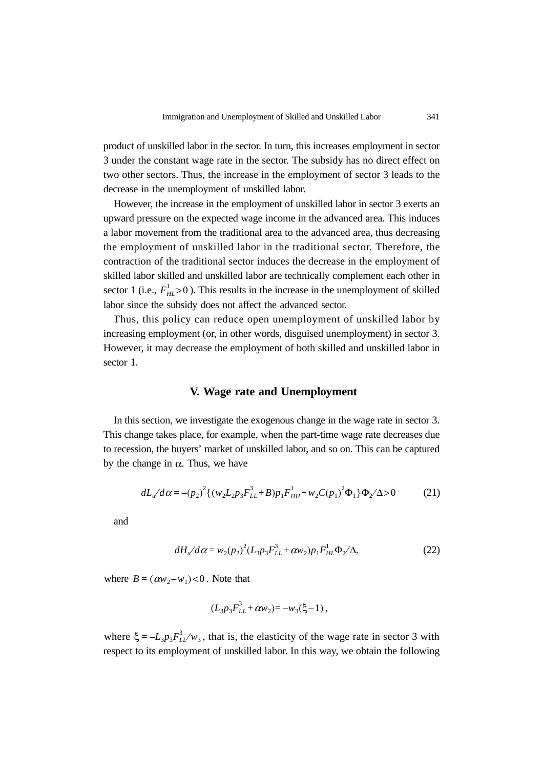product of unskilled labor in the sector. In turn, this increases employment in sector 3 under the constant wage rate in the sector. The subsidy has no direct effect on two other sectors. Thus, the increase in the employment of sector 3 leads to the decrease in the unemployment of unskilled labor.

However, the increase in the employment of unskilled labor in sector 3 exerts an upward pressure on the expected wage income in the advanced area. This induces a labor movement from the traditional area to the advanced area, thus decreasing the employment of unskilled labor in the traditional sector. Therefore, the contraction of the traditional sector induces the decrease in the employment of skilled labor skilled and unskilled labor are technically complement each other in sector 1 (i.e., $F^1_{HL} > 0$ ). This results in the increase in the unemployment of skilled labor since the subsidy does not affect the advanced sector.

Thus, this policy can reduce open unemployment of unskilled labor by increasing employment (or, in other words, disguised unemployment) in sector 3. However, it may decrease the employment of both skilled and unskilled labor in sector 1.

## V. Wage rate and Unemployment

In this section, we investigate the exogenous change in the wage rate in sector 3. This change takes place, for example, when the part-time wage rate decreases due to recession, the buyers' market of unskilled labor, and so on. This can be captured by the change in $\alpha$. Thus, we have

$$dL_u/d\alpha = -(p_2)^2\{(w_2L_2p_3F^3_{LL} + B)p_1F^1_{HH} + w_2C(p_1)^2\Phi_1\}\Phi_2/\Delta > 0 \tag{21}$$

and

$$dH_u/d\alpha = w_2(p_2)^2(L_3p_3F^3_{LL} + \alpha w_2)p_1F^1_{HL}\Phi_2/\Delta, \tag{22}$$

where $B = (\alpha w_2 - w_1) < 0$ . Note that

$$(L_3p_3F^3_{LL} + \alpha w_2) = -w_3(\xi - 1)\,,$$

where $\xi = -L_3p_3F^3_{LL}/w_3$ , that is, the elasticity of the wage rate in sector 3 with respect to its employment of unskilled labor. In this way, we obtain the following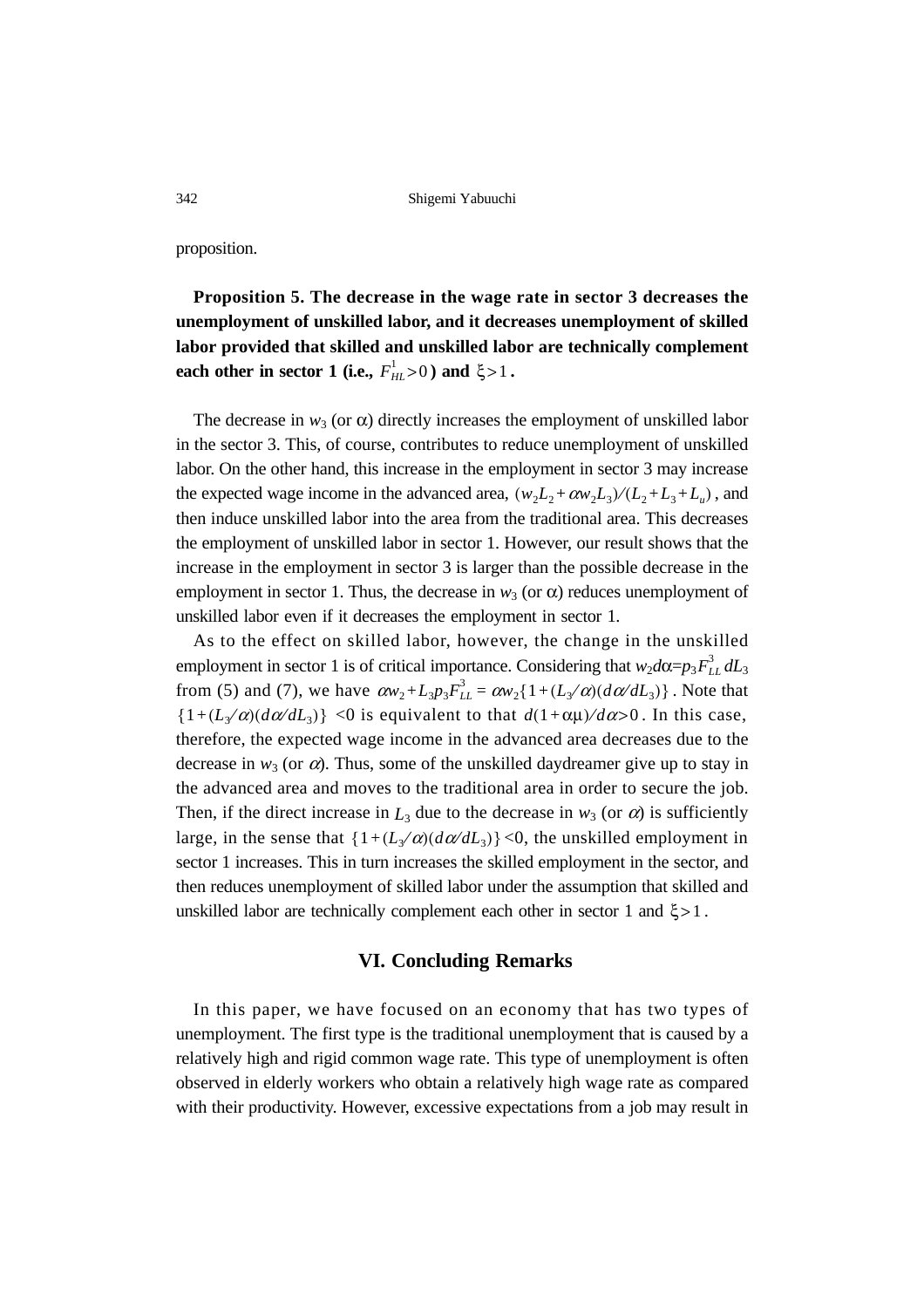proposition.

**Proposition 5. The decrease in the wage rate in sector 3 decreases the unemployment of unskilled labor, and it decreases unemployment of skilled labor provided that skilled and unskilled labor are technically complement each other in sector 1 (i.e., $F^1_{HL}>0$) and $\xi>1$.**

The decrease in $w_3$ (or $\alpha$) directly increases the employment of unskilled labor in the sector 3. This, of course, contributes to reduce unemployment of unskilled labor. On the other hand, this increase in the employment in sector 3 may increase the expected wage income in the advanced area, $(w_2L_2+\alpha w_2L_3)/(L_2+L_3+L_u)$, and then induce unskilled labor into the area from the traditional area. This decreases the employment of unskilled labor in sector 1. However, our result shows that the increase in the employment in sector 3 is larger than the possible decrease in the employment in sector 1. Thus, the decrease in $w_3$ (or $\alpha$) reduces unemployment of unskilled labor even if it decreases the employment in sector 1.

As to the effect on skilled labor, however, the change in the unskilled employment in sector 1 is of critical importance. Considering that $w_2d\alpha=p_3F^3_{LL}\,dL_3$ from (5) and (7), we have $\alpha w_2+L_3p_3F^3_{LL}=\alpha w_2\{1+(L_3/\alpha)(d\alpha/dL_3)\}$. Note that $\{1+(L_3/\alpha)(d\alpha/dL_3)\}$ <0 is equivalent to that $d(1+\alpha\mu)/d\alpha>0$. In this case, therefore, the expected wage income in the advanced area decreases due to the decrease in $w_3$ (or $\alpha$). Thus, some of the unskilled daydreamer give up to stay in the advanced area and moves to the traditional area in order to secure the job. Then, if the direct increase in $L_3$ due to the decrease in $w_3$ (or $\alpha$) is sufficiently large, in the sense that $\{1+(L_3/\alpha)(d\alpha/dL_3)\}<0$, the unskilled employment in sector 1 increases. This in turn increases the skilled employment in the sector, and then reduces unemployment of skilled labor under the assumption that skilled and unskilled labor are technically complement each other in sector 1 and $\xi>1$.

## VI. Concluding Remarks

In this paper, we have focused on an economy that has two types of unemployment. The first type is the traditional unemployment that is caused by a relatively high and rigid common wage rate. This type of unemployment is often observed in elderly workers who obtain a relatively high wage rate as compared with their productivity. However, excessive expectations from a job may result in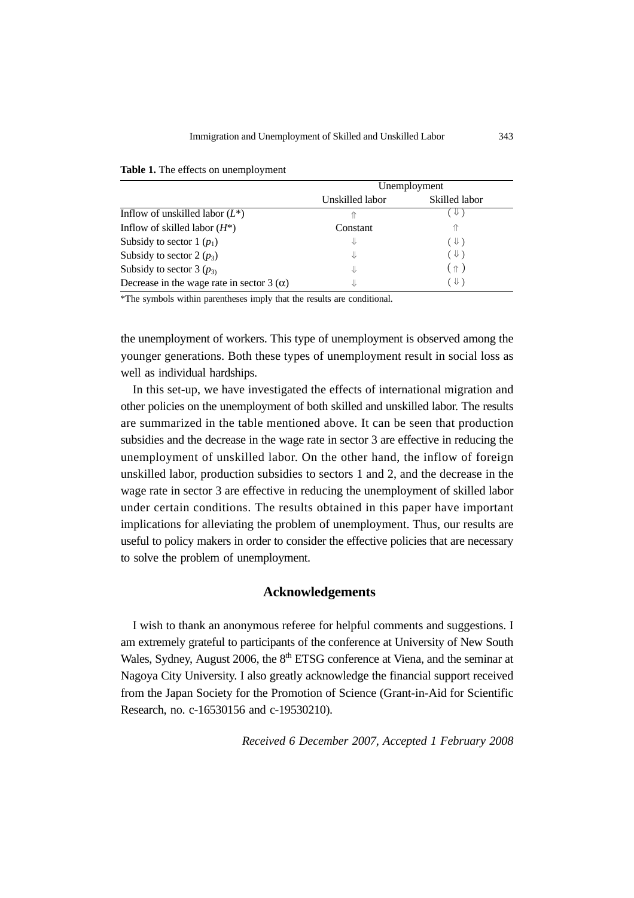**Table 1.** The effects on unemployment

| | Unemployment | |
|---|---|---|
| | Unskilled labor | Skilled labor |
| Inflow of unskilled labor ($L^*$) | ⇑ | (⇓) |
| Inflow of skilled labor ($H^*$) | Constant | ⇑ |
| Subsidy to sector 1 ($p_1$) | ⇓ | (⇓) |
| Subsidy to sector 2 ($p_3$) | ⇓ | (⇓) |
| Subsidy to sector 3 ($p_{3)}$ | ⇓ | (⇑) |
| Decrease in the wage rate in sector 3 ($\alpha$) | ⇓ | (⇓) |

*The symbols within parentheses imply that the results are conditional.

the unemployment of workers. This type of unemployment is observed among the younger generations. Both these types of unemployment result in social loss as well as individual hardships.

In this set-up, we have investigated the effects of international migration and other policies on the unemployment of both skilled and unskilled labor. The results are summarized in the table mentioned above. It can be seen that production subsidies and the decrease in the wage rate in sector 3 are effective in reducing the unemployment of unskilled labor. On the other hand, the inflow of foreign unskilled labor, production subsidies to sectors 1 and 2, and the decrease in the wage rate in sector 3 are effective in reducing the unemployment of skilled labor under certain conditions. The results obtained in this paper have important implications for alleviating the problem of unemployment. Thus, our results are useful to policy makers in order to consider the effective policies that are necessary to solve the problem of unemployment.

## Acknowledgements

I wish to thank an anonymous referee for helpful comments and suggestions. I am extremely grateful to participants of the conference at University of New South Wales, Sydney, August 2006, the 8th ETSG conference at Viena, and the seminar at Nagoya City University. I also greatly acknowledge the financial support received from the Japan Society for the Promotion of Science (Grant-in-Aid for Scientific Research, no. c-16530156 and c-19530210).

*Received 6 December 2007, Accepted 1 February 2008*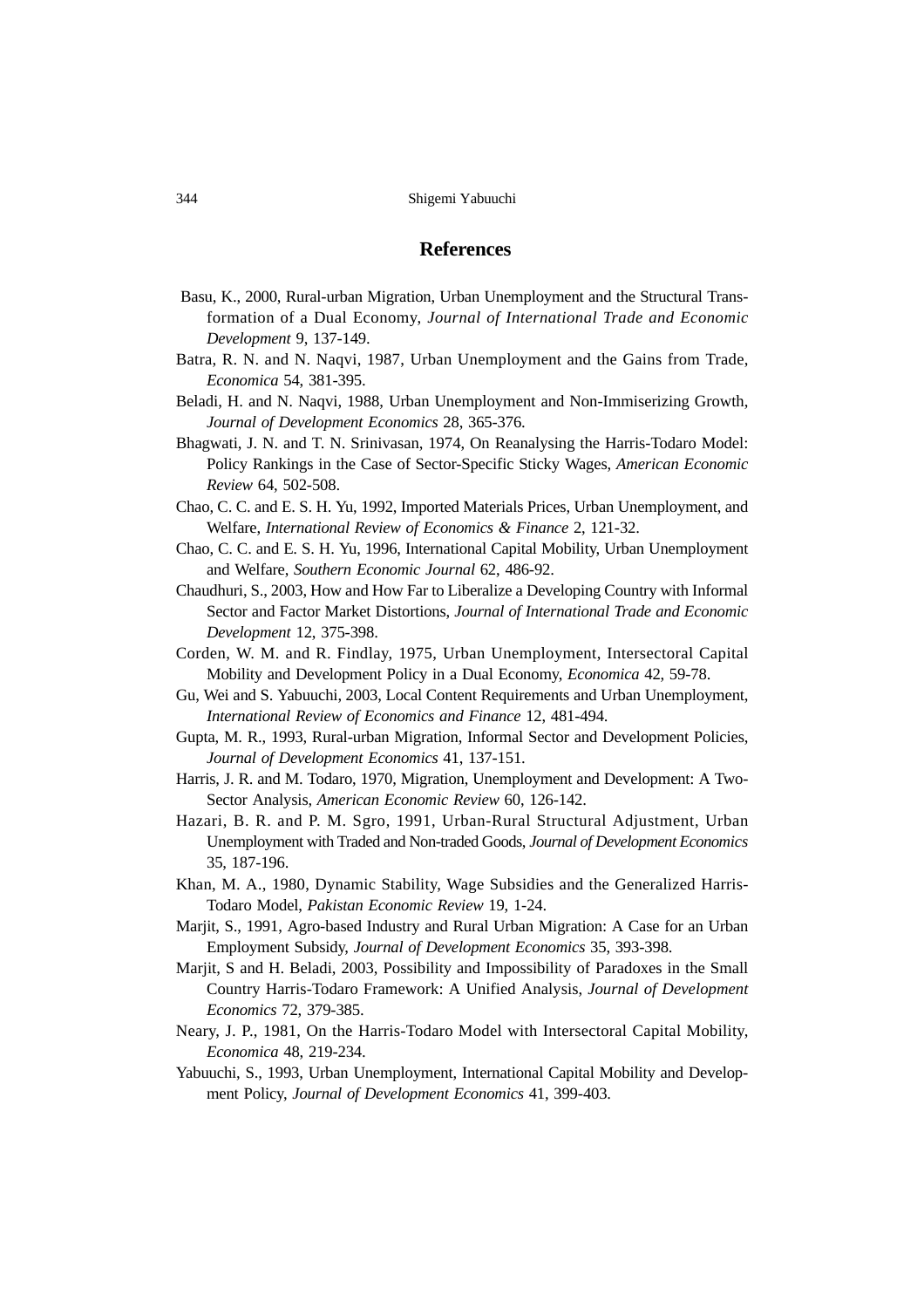## References

Basu, K., 2000, Rural-urban Migration, Urban Unemployment and the Structural Transformation of a Dual Economy, *Journal of International Trade and Economic Development* 9, 137-149.

Batra, R. N. and N. Naqvi, 1987, Urban Unemployment and the Gains from Trade, *Economica* 54, 381-395.

Beladi, H. and N. Naqvi, 1988, Urban Unemployment and Non-Immiserizing Growth, *Journal of Development Economics* 28, 365-376.

Bhagwati, J. N. and T. N. Srinivasan, 1974, On Reanalysing the Harris-Todaro Model: Policy Rankings in the Case of Sector-Specific Sticky Wages, *American Economic Review* 64, 502-508.

Chao, C. C. and E. S. H. Yu, 1992, Imported Materials Prices, Urban Unemployment, and Welfare, *International Review of Economics & Finance* 2, 121-32.

Chao, C. C. and E. S. H. Yu, 1996, International Capital Mobility, Urban Unemployment and Welfare, *Southern Economic Journal* 62, 486-92.

Chaudhuri, S., 2003, How and How Far to Liberalize a Developing Country with Informal Sector and Factor Market Distortions, *Journal of International Trade and Economic Development* 12, 375-398.

Corden, W. M. and R. Findlay, 1975, Urban Unemployment, Intersectoral Capital Mobility and Development Policy in a Dual Economy, *Economica* 42, 59-78.

Gu, Wei and S. Yabuuchi, 2003, Local Content Requirements and Urban Unemployment, *International Review of Economics and Finance* 12, 481-494.

Gupta, M. R., 1993, Rural-urban Migration, Informal Sector and Development Policies, *Journal of Development Economics* 41, 137-151.

Harris, J. R. and M. Todaro, 1970, Migration, Unemployment and Development: A Two-Sector Analysis, *American Economic Review* 60, 126-142.

Hazari, B. R. and P. M. Sgro, 1991, Urban-Rural Structural Adjustment, Urban Unemployment with Traded and Non-traded Goods, *Journal of Development Economics* 35, 187-196.

Khan, M. A., 1980, Dynamic Stability, Wage Subsidies and the Generalized Harris-Todaro Model, *Pakistan Economic Review* 19, 1-24.

Marjit, S., 1991, Agro-based Industry and Rural Urban Migration: A Case for an Urban Employment Subsidy, *Journal of Development Economics* 35, 393-398.

Marjit, S and H. Beladi, 2003, Possibility and Impossibility of Paradoxes in the Small Country Harris-Todaro Framework: A Unified Analysis, *Journal of Development Economics* 72, 379-385.

Neary, J. P., 1981, On the Harris-Todaro Model with Intersectoral Capital Mobility, *Economica* 48, 219-234.

Yabuuchi, S., 1993, Urban Unemployment, International Capital Mobility and Development Policy, *Journal of Development Economics* 41, 399-403.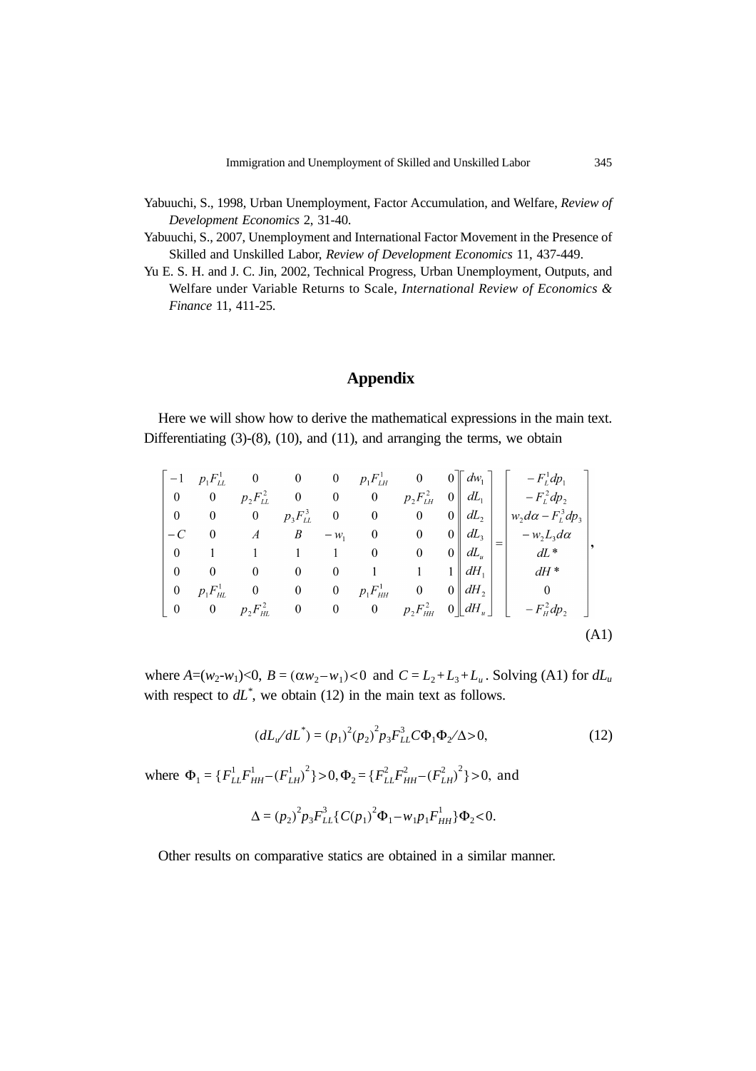Yabuuchi, S., 1998, Urban Unemployment, Factor Accumulation, and Welfare, *Review of Development Economics* 2, 31-40.

Yabuuchi, S., 2007, Unemployment and International Factor Movement in the Presence of Skilled and Unskilled Labor, *Review of Development Economics* 11, 437-449.

Yu E. S. H. and J. C. Jin, 2002, Technical Progress, Urban Unemployment, Outputs, and Welfare under Variable Returns to Scale, *International Review of Economics & Finance* 11, 411-25.

## Appendix

Here we will show how to derive the mathematical expressions in the main text. Differentiating (3)-(8), (10), and (11), and arranging the terms, we obtain

$$\begin{bmatrix} -1 & p_1F^1_{LL} & 0 & 0 & 0 & p_1F^1_{LH} & 0 & 0 \\ 0 & 0 & p_2F^2_{LL} & 0 & 0 & 0 & p_2F^2_{LH} & 0 \\ 0 & 0 & 0 & p_3F^3_{LL} & 0 & 0 & 0 & 0 \\ -C & 0 & A & B & -w_1 & 0 & 0 & 0 \\ 0 & 1 & 1 & 1 & 1 & 0 & 0 & 0 \\ 0 & 0 & 0 & 0 & 0 & 1 & 1 & 1 \\ 0 & p_1F^1_{HL} & 0 & 0 & 0 & p_1F^1_{HH} & 0 & 0 \\ 0 & 0 & p_2F^2_{HL} & 0 & 0 & 0 & p_2F^2_{HH} & 0 \end{bmatrix} \begin{bmatrix} dw_1 \\ dL_1 \\ dL_2 \\ dL_3 \\ dL_u \\ dH_1 \\ dH_2 \\ dH_u \end{bmatrix} = \begin{bmatrix} -F^1_L dp_1 \\ -F^2_L dp_2 \\ w_2 d\alpha - F^3_L dp_3 \\ -w_2 L_3 d\alpha \\ dL^* \\ dH^* \\ 0 \\ -F^2_H dp_2 \end{bmatrix}, \tag{A1}$$

where $A=(w_2-w_1)<0$, $B=(\alpha w_2-w_1)<0$ and $C=L_2+L_3+L_u$. Solving (A1) for $dL_u$ with respect to $dL^*$, we obtain (12) in the main text as follows.

$$(dL_u/dL^*)=(p_1)^2(p_2)^2p_3F^3_{LL}C\Phi_1\Phi_2/\Delta>0, \tag{12}$$

where $\Phi_1=\{F^1_{LL}F^1_{HH}-(F^1_{LH})^2\}>0, \Phi_2=\{F^2_{LL}F^2_{HH}-(F^2_{LH})^2\}>0,$ and

$$\Delta=(p_2)^2p_3F^3_{LL}\{C(p_1)^2\Phi_1-w_1p_1F^1_{HH}\}\Phi_2<0.$$

Other results on comparative statics are obtained in a similar manner.